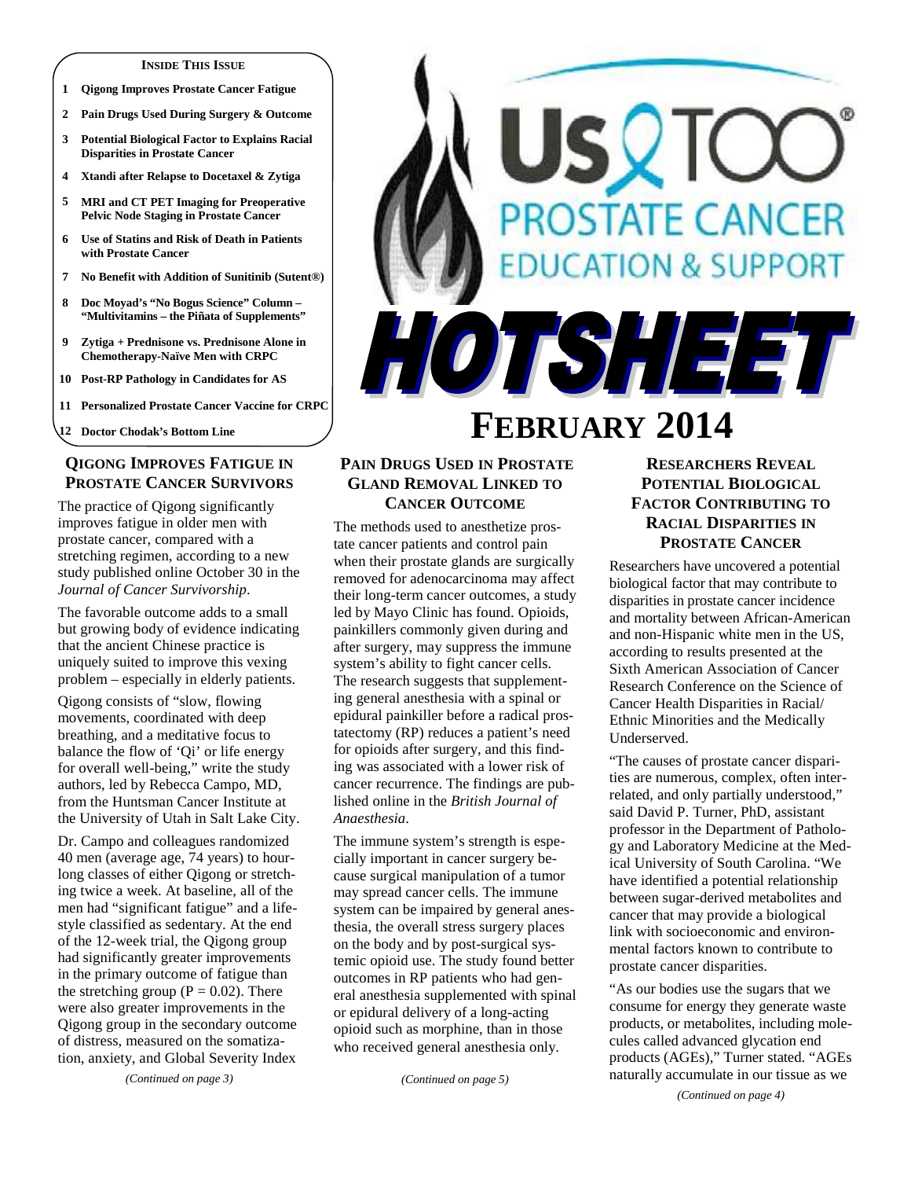# Us TOO PROSTATE CANCER EDUCATION & SUPPORT

# HOTSHEET

# FEBRUARY 2014

**INSIDE THIS ISSUE**

1. Qigong Improves Prostate Cancer Fatigue
2. Pain Drugs Used During Surgery & Outcome
3. Potential Biological Factor to Explains Racial Disparities in Prostate Cancer
4. Xtandi after Relapse to Docetaxel & Zytiga
5. MRI and CT PET Imaging for Preoperative Pelvic Node Staging in Prostate Cancer
6. Use of Statins and Risk of Death in Patients with Prostate Cancer
7. No Benefit with Addition of Sunitinib (Sutent®)
8. Doc Moyad's "No Bogus Science" Column – "Multivitamins – the Piñata of Supplements"
9. Zytiga + Prednisone vs. Prednisone Alone in Chemotherapy-Naïve Men with CRPC
10. Post-RP Pathology in Candidates for AS
11. Personalized Prostate Cancer Vaccine for CRPC
12. Doctor Chodak's Bottom Line

## QIGONG IMPROVES FATIGUE IN PROSTATE CANCER SURVIVORS

The practice of Qigong significantly improves fatigue in older men with prostate cancer, compared with a stretching regimen, according to a new study published online October 30 in the *Journal of Cancer Survivorship*.

The favorable outcome adds to a small but growing body of evidence indicating that the ancient Chinese practice is uniquely suited to improve this vexing problem – especially in elderly patients.

Qigong consists of "slow, flowing movements, coordinated with deep breathing, and a meditative focus to balance the flow of 'Qi' or life energy for overall well-being," write the study authors, led by Rebecca Campo, MD, from the Huntsman Cancer Institute at the University of Utah in Salt Lake City.

Dr. Campo and colleagues randomized 40 men (average age, 74 years) to hour-long classes of either Qigong or stretching twice a week. At baseline, all of the men had "significant fatigue" and a lifestyle classified as sedentary. At the end of the 12-week trial, the Qigong group had significantly greater improvements in the primary outcome of fatigue than the stretching group ($P = 0.02$). There were also greater improvements in the Qigong group in the secondary outcome of distress, measured on the somatization, anxiety, and Global Severity Index

*(Continued on page 3)*

## PAIN DRUGS USED IN PROSTATE GLAND REMOVAL LINKED TO CANCER OUTCOME

The methods used to anesthetize prostate cancer patients and control pain when their prostate glands are surgically removed for adenocarcinoma may affect their long-term cancer outcomes, a study led by Mayo Clinic has found. Opioids, painkillers commonly given during and after surgery, may suppress the immune system's ability to fight cancer cells. The research suggests that supplementing general anesthesia with a spinal or epidural painkiller before a radical prostatectomy (RP) reduces a patient's need for opioids after surgery, and this finding was associated with a lower risk of cancer recurrence. The findings are published online in the *British Journal of Anaesthesia*.

The immune system's strength is especially important in cancer surgery because surgical manipulation of a tumor may spread cancer cells. The immune system can be impaired by general anesthesia, the overall stress surgery places on the body and by post-surgical systemic opioid use. The study found better outcomes in RP patients who had general anesthesia supplemented with spinal or epidural delivery of a long-acting opioid such as morphine, than in those who received general anesthesia only.

*(Continued on page 5)*

## RESEARCHERS REVEAL POTENTIAL BIOLOGICAL FACTOR CONTRIBUTING TO RACIAL DISPARITIES IN PROSTATE CANCER

Researchers have uncovered a potential biological factor that may contribute to disparities in prostate cancer incidence and mortality between African-American and non-Hispanic white men in the US, according to results presented at the Sixth American Association of Cancer Research Conference on the Science of Cancer Health Disparities in Racial/Ethnic Minorities and the Medically Underserved.

"The causes of prostate cancer disparities are numerous, complex, often interrelated, and only partially understood," said David P. Turner, PhD, assistant professor in the Department of Pathology and Laboratory Medicine at the Medical University of South Carolina. "We have identified a potential relationship between sugar-derived metabolites and cancer that may provide a biological link with socioeconomic and environmental factors known to contribute to prostate cancer disparities.

"As our bodies use the sugars that we consume for energy they generate waste products, or metabolites, including molecules called advanced glycation end products (AGEs)," Turner stated. "AGEs naturally accumulate in our tissue as we

*(Continued on page 4)*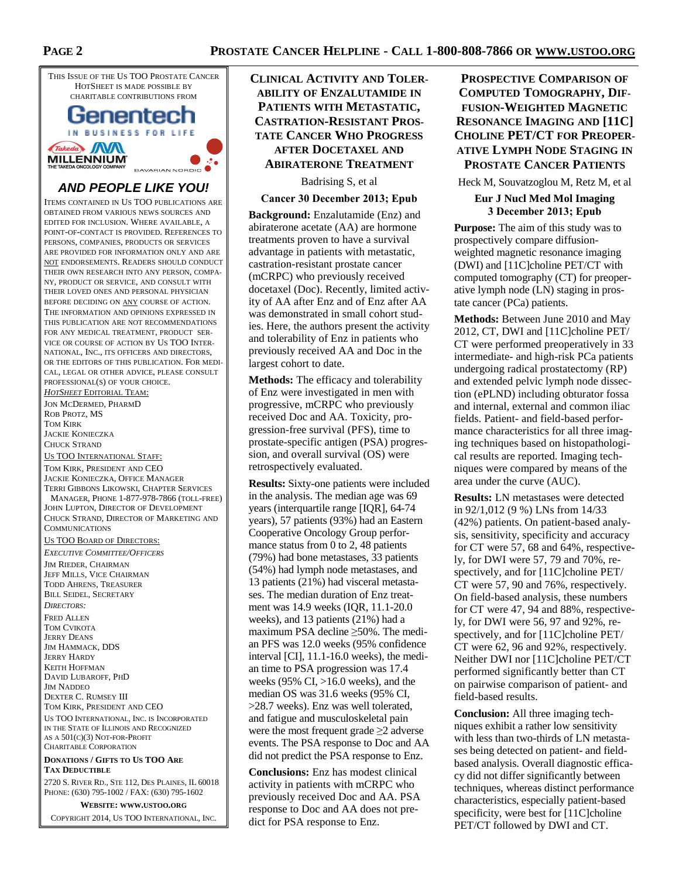This Issue of the Us TOO Prostate Cancer HotSheet is made possible by charitable contributions from

Genentech
IN BUSINESS FOR LIFE

Takeda MILLENNIUM THE TAKEDA ONCOLOGY COMPANY

BAVARIAN NORDIC

***AND PEOPLE LIKE YOU!***

Items contained in Us TOO publications are obtained from various news sources and edited for inclusion. Where available, a point-of-contact is provided. References to persons, companies, products or services are provided for information only and are not endorsements. Readers should conduct their own research into any person, company, product or service, and consult with their loved ones and personal physician before deciding on any course of action. The information and opinions expressed in this publication are not recommendations for any medical treatment, product service or course of action by Us TOO International, Inc., its officers and directors, or the editors of this publication. For medical, legal or other advice, please consult professional(s) of your choice.

*HotSheet* Editorial Team:
Jon McDermed, PharmD
Rob Protz, MS
Tom Kirk
Jackie Konieczka
Chuck Strand

Us TOO International Staff:
Tom Kirk, President and CEO
Jackie Konieczka, Office Manager
Terri Gibbons Likowski, Chapter Services Manager, Phone 1-877-978-7866 (toll-free)
John Lupton, Director of Development
Chuck Strand, Director of Marketing and Communications

Us TOO Board of Directors:
*Executive Committee/Officers*
Jim Rieder, Chairman
Jeff Mills, Vice Chairman
Todd Ahrens, Treasurer
Bill Seidel, Secretary
*Directors:*
Fred Allen
Tom Cvikota
Jerry Deans
Jim Hammack, DDS
Jerry Hardy
Keith Hoffman
David Lubaroff, PhD
Jim Naddeo
Dexter C. Rumsey III
Tom Kirk, President and CEO

Us TOO International, Inc. is incorporated in the State of Illinois and recognized as a 501(c)(3) not-for-profit charitable corporation

**Donations / Gifts to Us TOO Are Tax Deductible**

2720 S. River Rd., Ste 112, Des Plaines, IL 60018
Phone: (630) 795-1002 / Fax: (630) 795-1602

**Website: www.ustoo.org**

Copyright 2014, Us TOO International, Inc.

## Clinical Activity and Tolerability of Enzalutamide in Patients with Metastatic, Castration-Resistant Prostate Cancer Who Progress after Docetaxel and Abiraterone Treatment

Badrising S, et al

**Cancer 30 December 2013; Epub**

**Background:** Enzalutamide (Enz) and abiraterone acetate (AA) are hormone treatments proven to have a survival advantage in patients with metastatic, castration-resistant prostate cancer (mCRPC) who previously received docetaxel (Doc). Recently, limited activity of AA after Enz and of Enz after AA was demonstrated in small cohort studies. Here, the authors present the activity and tolerability of Enz in patients who previously received AA and Doc in the largest cohort to date.

**Methods:** The efficacy and tolerability of Enz were investigated in men with progressive, mCRPC who previously received Doc and AA. Toxicity, progression-free survival (PFS), time to prostate-specific antigen (PSA) progression, and overall survival (OS) were retrospectively evaluated.

**Results:** Sixty-one patients were included in the analysis. The median age was 69 years (interquartile range [IQR], 64-74 years), 57 patients (93%) had an Eastern Cooperative Oncology Group performance status from 0 to 2, 48 patients (79%) had bone metastases, 33 patients (54%) had lymph node metastases, and 13 patients (21%) had visceral metastases. The median duration of Enz treatment was 14.9 weeks (IQR, 11.1-20.0 weeks), and 13 patients (21%) had a maximum PSA decline $\geq$50%. The median PFS was 12.0 weeks (95% confidence interval [CI], 11.1-16.0 weeks), the median time to PSA progression was 17.4 weeks (95% CI, >16.0 weeks), and the median OS was 31.6 weeks (95% CI, >28.7 weeks). Enz was well tolerated, and fatigue and musculoskeletal pain were the most frequent grade $\geq$2 adverse events. The PSA response to Doc and AA did not predict the PSA response to Enz.

**Conclusions:** Enz has modest clinical activity in patients with mCRPC who previously received Doc and AA. PSA response to Doc and AA does not predict for PSA response to Enz.

## Prospective Comparison of Computed Tomography, Diffusion-Weighted Magnetic Resonance Imaging and [11C] Choline PET/CT for Preoperative Lymph Node Staging in Prostate Cancer Patients

Heck M, Souvatzoglou M, Retz M, et al

**Eur J Nucl Med Mol Imaging 3 December 2013; Epub**

**Purpose:** The aim of this study was to prospectively compare diffusion-weighted magnetic resonance imaging (DWI) and [11C]choline PET/CT with computed tomography (CT) for preoperative lymph node (LN) staging in prostate cancer (PCa) patients.

**Methods:** Between June 2010 and May 2012, CT, DWI and [11C]choline PET/CT were performed preoperatively in 33 intermediate- and high-risk PCa patients undergoing radical prostatectomy (RP) and extended pelvic lymph node dissection (ePLND) including obturator fossa and internal, external and common iliac fields. Patient- and field-based performance characteristics for all three imaging techniques based on histopathological results are reported. Imaging techniques were compared by means of the area under the curve (AUC).

**Results:** LN metastases were detected in 92/1,012 (9 %) LNs from 14/33 (42%) patients. On patient-based analysis, sensitivity, specificity and accuracy for CT were 57, 68 and 64%, respectively, for DWI were 57, 79 and 70%, respectively, and for [11C]choline PET/CT were 57, 90 and 76%, respectively. On field-based analysis, these numbers for CT were 47, 94 and 88%, respectively, for DWI were 56, 97 and 92%, respectively, and for [11C]choline PET/CT were 62, 96 and 92%, respectively. Neither DWI nor [11C]choline PET/CT performed significantly better than CT on pairwise comparison of patient- and field-based results.

**Conclusion:** All three imaging techniques exhibit a rather low sensitivity with less than two-thirds of LN metastases being detected on patient- and field-based analysis. Overall diagnostic efficacy did not differ significantly between techniques, whereas distinct performance characteristics, especially patient-based specificity, were best for [11C]choline PET/CT followed by DWI and CT.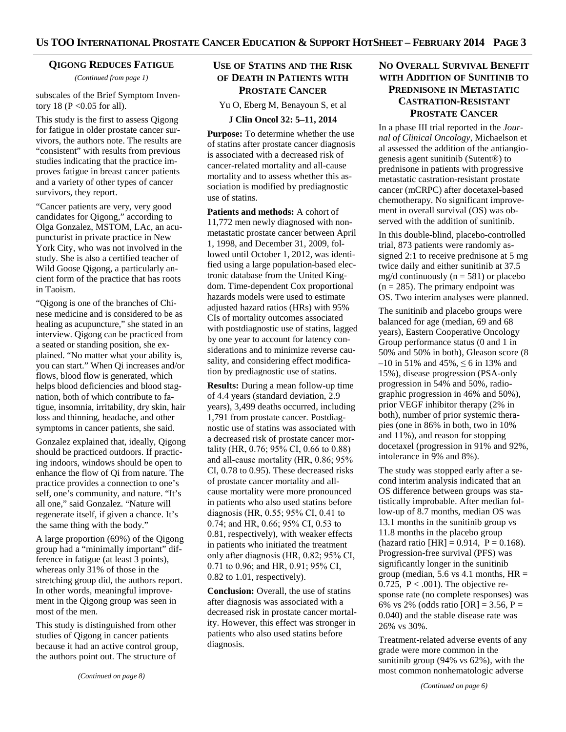## Qigong Reduces Fatigue

*(Continued from page 1)*

subscales of the Brief Symptom Inventory 18 ($P < 0.05$ for all).

This study is the first to assess Qigong for fatigue in older prostate cancer survivors, the authors note. The results are "consistent" with results from previous studies indicating that the practice improves fatigue in breast cancer patients and a variety of other types of cancer survivors, they report.

"Cancer patients are very, very good candidates for Qigong," according to Olga Gonzalez, MSTOM, LAc, an acupuncturist in private practice in New York City, who was not involved in the study. She is also a certified teacher of Wild Goose Qigong, a particularly ancient form of the practice that has roots in Taoism.

"Qigong is one of the branches of Chinese medicine and is considered to be as healing as acupuncture," she stated in an interview. Qigong can be practiced from a seated or standing position, she explained. "No matter what your ability is, you can start." When Qi increases and/or flows, blood flow is generated, which helps blood deficiencies and blood stagnation, both of which contribute to fatigue, insomnia, irritability, dry skin, hair loss and thinning, headache, and other symptoms in cancer patients, she said.

Gonzalez explained that, ideally, Qigong should be practiced outdoors. If practicing indoors, windows should be open to enhance the flow of Qi from nature. The practice provides a connection to one's self, one's community, and nature. "It's all one," said Gonzalez. "Nature will regenerate itself, if given a chance. It's the same thing with the body."

A large proportion (69%) of the Qigong group had a "minimally important" difference in fatigue (at least 3 points), whereas only 31% of those in the stretching group did, the authors report. In other words, meaningful improvement in the Qigong group was seen in most of the men.

This study is distinguished from other studies of Qigong in cancer patients because it had an active control group, the authors point out. The structure of

*(Continued on page 8)*

## Use of Statins and the Risk of Death in Patients with Prostate Cancer

Yu O, Eberg M, Benayoun S, et al

**J Clin Oncol 32: 5–11, 2014**

**Purpose:** To determine whether the use of statins after prostate cancer diagnosis is associated with a decreased risk of cancer-related mortality and all-cause mortality and to assess whether this association is modified by prediagnostic use of statins.

**Patients and methods:** A cohort of 11,772 men newly diagnosed with nonmetastatic prostate cancer between April 1, 1998, and December 31, 2009, followed until October 1, 2012, was identified using a large population-based electronic database from the United Kingdom. Time-dependent Cox proportional hazards models were used to estimate adjusted hazard ratios (HRs) with 95% CIs of mortality outcomes associated with postdiagnostic use of statins, lagged by one year to account for latency considerations and to minimize reverse causality, and considering effect modification by prediagnostic use of statins.

**Results:** During a mean follow-up time of 4.4 years (standard deviation, 2.9 years), 3,499 deaths occurred, including 1,791 from prostate cancer. Postdiagnostic use of statins was associated with a decreased risk of prostate cancer mortality (HR, 0.76; 95% CI, 0.66 to 0.88) and all-cause mortality (HR, 0.86; 95% CI, 0.78 to 0.95). These decreased risks of prostate cancer mortality and all-cause mortality were more pronounced in patients who also used statins before diagnosis (HR, 0.55; 95% CI, 0.41 to 0.74; and HR, 0.66; 95% CI, 0.53 to 0.81, respectively), with weaker effects in patients who initiated the treatment only after diagnosis (HR, 0.82; 95% CI, 0.71 to 0.96; and HR, 0.91; 95% CI, 0.82 to 1.01, respectively).

**Conclusion:** Overall, the use of statins after diagnosis was associated with a decreased risk in prostate cancer mortality. However, this effect was stronger in patients who also used statins before diagnosis.

## No Overall Survival Benefit with Addition of Sunitinib to Prednisone in Metastatic Castration-Resistant Prostate Cancer

In a phase III trial reported in the *Journal of Clinical Oncology*, Michaelson et al assessed the addition of the antiangiogenesis agent sunitinib (Sutent®) to prednisone in patients with progressive metastatic castration-resistant prostate cancer (mCRPC) after docetaxel-based chemotherapy. No significant improvement in overall survival (OS) was observed with the addition of sunitinib.

In this double-blind, placebo-controlled trial, 873 patients were randomly assigned 2:1 to receive prednisone at 5 mg twice daily and either sunitinib at 37.5 mg/d continuously ($n = 581$) or placebo ($n = 285$). The primary endpoint was OS. Two interim analyses were planned.

The sunitinib and placebo groups were balanced for age (median, 69 and 68 years), Eastern Cooperative Oncology Group performance status (0 and 1 in 50% and 50% in both), Gleason score (8–10 in 51% and 45%, ≤ 6 in 13% and 15%), disease progression (PSA-only progression in 54% and 50%, radiographic progression in 46% and 50%), prior VEGF inhibitor therapy (2% in both), number of prior systemic therapies (one in 86% in both, two in 10% and 11%), and reason for stopping docetaxel (progression in 91% and 92%, intolerance in 9% and 8%).

The study was stopped early after a second interim analysis indicated that an OS difference between groups was statistically improbable. After median follow-up of 8.7 months, median OS was 13.1 months in the sunitinib group vs 11.8 months in the placebo group (hazard ratio [HR] = 0.914, $P = 0.168$). Progression-free survival (PFS) was significantly longer in the sunitinib group (median, 5.6 vs 4.1 months, HR = 0.725, $P < .001$). The objective response rate (no complete responses) was 6% vs 2% (odds ratio [OR] = 3.56, $P = 0.040$) and the stable disease rate was 26% vs 30%.

Treatment-related adverse events of any grade were more common in the sunitinib group (94% vs 62%), with the most common nonhematologic adverse

*(Continued on page 6)*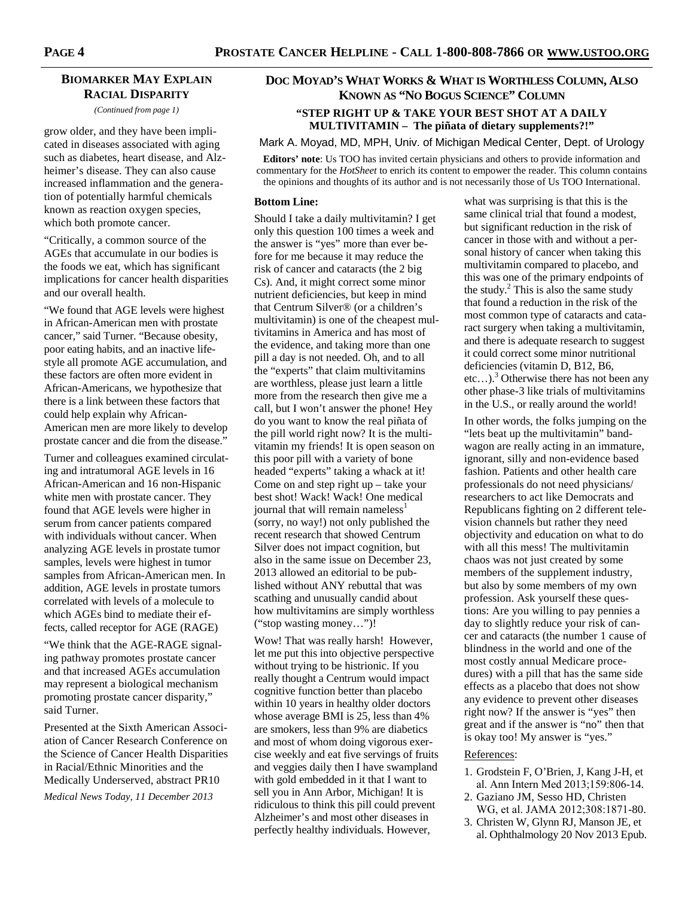## BIOMARKER MAY EXPLAIN RACIAL DISPARITY

*(Continued from page 1)*

grow older, and they have been implicated in diseases associated with aging such as diabetes, heart disease, and Alzheimer's disease. They can also cause increased inflammation and the generation of potentially harmful chemicals known as reaction oxygen species, which both promote cancer.

"Critically, a common source of the AGEs that accumulate in our bodies is the foods we eat, which has significant implications for cancer health disparities and our overall health.

"We found that AGE levels were highest in African-American men with prostate cancer," said Turner. "Because obesity, poor eating habits, and an inactive lifestyle all promote AGE accumulation, and these factors are often more evident in African-Americans, we hypothesize that there is a link between these factors that could help explain why African-American men are more likely to develop prostate cancer and die from the disease."

Turner and colleagues examined circulating and intratumoral AGE levels in 16 African-American and 16 non-Hispanic white men with prostate cancer. They found that AGE levels were higher in serum from cancer patients compared with individuals without cancer. When analyzing AGE levels in prostate tumor samples, levels were highest in tumor samples from African-American men. In addition, AGE levels in prostate tumors correlated with levels of a molecule to which AGEs bind to mediate their effects, called receptor for AGE (RAGE)

"We think that the AGE-RAGE signaling pathway promotes prostate cancer and that increased AGEs accumulation may represent a biological mechanism promoting prostate cancer disparity," said Turner.

Presented at the Sixth American Association of Cancer Research Conference on the Science of Cancer Health Disparities in Racial/Ethnic Minorities and the Medically Underserved, abstract PR10

*Medical News Today, 11 December 2013*

## DOC MOYAD'S WHAT WORKS & WHAT IS WORTHLESS COLUMN, ALSO KNOWN AS "NO BOGUS SCIENCE" COLUMN

### "STEP RIGHT UP & TAKE YOUR BEST SHOT AT A DAILY MULTIVITAMIN – The piñata of dietary supplements?!"

Mark A. Moyad, MD, MPH, Univ. of Michigan Medical Center, Dept. of Urology

**Editors' note**: Us TOO has invited certain physicians and others to provide information and commentary for the *HotSheet* to enrich its content to empower the reader. This column contains the opinions and thoughts of its author and is not necessarily those of Us TOO International.

**Bottom Line:**

Should I take a daily multivitamin? I get only this question 100 times a week and the answer is "yes" more than ever before for me because it may reduce the risk of cancer and cataracts (the 2 big Cs). And, it might correct some minor nutrient deficiencies, but keep in mind that Centrum Silver® (or a children's multivitamin) is one of the cheapest multivitamins in America and has most of the evidence, and taking more than one pill a day is not needed. Oh, and to all the "experts" that claim multivitamins are worthless, please just learn a little more from the research then give me a call, but I won't answer the phone! Hey do you want to know the real piñata of the pill world right now? It is the multivitamin my friends! It is open season on this poor pill with a variety of bone headed "experts" taking a whack at it! Come on and step right up – take your best shot! Wack! Wack! One medical journal that will remain nameless[1] (sorry, no way!) not only published the recent research that showed Centrum Silver does not impact cognition, but also in the same issue on December 23, 2013 allowed an editorial to be published without ANY rebuttal that was scathing and unusually candid about how multivitamins are simply worthless ("stop wasting money…")!

Wow! That was really harsh! However, let me put this into objective perspective without trying to be histrionic. If you really thought a Centrum would impact cognitive function better than placebo within 10 years in healthy older doctors whose average BMI is 25, less than 4% are smokers, less than 9% are diabetics and most of whom doing vigorous exercise weekly and eat five servings of fruits and veggies daily then I have swampland with gold embedded in it that I want to sell you in Ann Arbor, Michigan! It is ridiculous to think this pill could prevent Alzheimer's and most other diseases in perfectly healthy individuals. However, what was surprising is that this is the same clinical trial that found a modest, but significant reduction in the risk of cancer in those with and without a personal history of cancer when taking this multivitamin compared to placebo, and this was one of the primary endpoints of the study.[2] This is also the same study that found a reduction in the risk of the most common type of cataracts and cataract surgery when taking a multivitamin, and there is adequate research to suggest it could correct some minor nutritional deficiencies (vitamin D, B12, B6, etc…).[3] Otherwise there has not been any other phase-3 like trials of multivitamins in the U.S., or really around the world!

In other words, the folks jumping on the "lets beat up the multivitamin" bandwagon are really acting in an immature, ignorant, silly and non-evidence based fashion. Patients and other health care professionals do not need physicians/researchers to act like Democrats and Republicans fighting on 2 different television channels but rather they need objectivity and education on what to do with all this mess! The multivitamin chaos was not just created by some members of the supplement industry, but also by some members of my own profession. Ask yourself these questions: Are you willing to pay pennies a day to slightly reduce your risk of cancer and cataracts (the number 1 cause of blindness in the world and one of the most costly annual Medicare procedures) with a pill that has the same side effects as a placebo that does not show any evidence to prevent other diseases right now? If the answer is "yes" then great and if the answer is "no" then that is okay too! My answer is "yes."

References:

1. Grodstein F, O'Brien, J, Kang J-H, et al. Ann Intern Med 2013;159:806-14.
2. Gaziano JM, Sesso HD, Christen WG, et al. JAMA 2012;308:1871-80.
3. Christen W, Glynn RJ, Manson JE, et al. Ophthalmology 20 Nov 2013 Epub.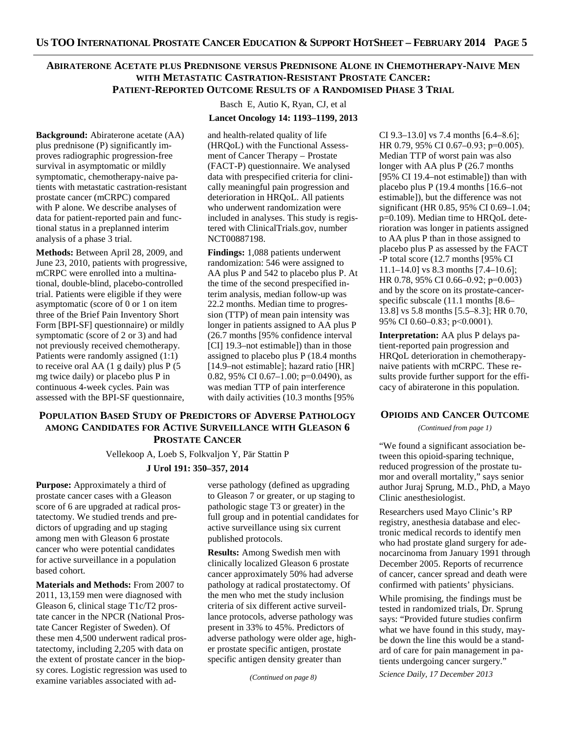## Abiraterone Acetate plus Prednisone versus Prednisone Alone in Chemotherapy-Naive Men with Metastatic Castration-Resistant Prostate Cancer: Patient-Reported Outcome Results of a Randomised Phase 3 Trial

Basch E, Autio K, Ryan, CJ, et al

**Lancet Oncology 14: 1193–1199, 2013**

**Background:** Abiraterone acetate (AA) plus prednisone (P) significantly improves radiographic progression-free survival in asymptomatic or mildly symptomatic, chemotherapy-naive patients with metastatic castration-resistant prostate cancer (mCRPC) compared with P alone. We describe analyses of data for patient-reported pain and functional status in a preplanned interim analysis of a phase 3 trial.

**Methods:** Between April 28, 2009, and June 23, 2010, patients with progressive, mCRPC were enrolled into a multinational, double-blind, placebo-controlled trial. Patients were eligible if they were asymptomatic (score of 0 or 1 on item three of the Brief Pain Inventory Short Form [BPI-SF] questionnaire) or mildly symptomatic (score of 2 or 3) and had not previously received chemotherapy. Patients were randomly assigned (1:1) to receive oral AA (1 g daily) plus P (5 mg twice daily) or placebo plus P in continuous 4-week cycles. Pain was assessed with the BPI-SF questionnaire, and health-related quality of life (HRQoL) with the Functional Assessment of Cancer Therapy – Prostate (FACT-P) questionnaire. We analysed data with prespecified criteria for clinically meaningful pain progression and deterioration in HRQoL. All patients who underwent randomization were included in analyses. This study is registered with ClinicalTrials.gov, number NCT00887198.

**Findings:** 1,088 patients underwent randomization: 546 were assigned to AA plus P and 542 to placebo plus P. At the time of the second prespecified interim analysis, median follow-up was 22.2 months. Median time to progression (TTP) of mean pain intensity was longer in patients assigned to AA plus P (26.7 months [95% confidence interval [CI] 19.3–not estimable]) than in those assigned to placebo plus P (18.4 months [14.9–not estimable]; hazard ratio [HR] 0.82, 95% CI 0.67–1.00; p=0.0490), as was median TTP of pain interference with daily activities (10.3 months [95% CI 9.3–13.0] vs 7.4 months [6.4–8.6]; HR 0.79, 95% CI 0.67–0.93; p=0.005). Median TTP of worst pain was also longer with AA plus P (26.7 months [95% CI 19.4–not estimable]) than with placebo plus P (19.4 months [16.6–not estimable]), but the difference was not significant (HR 0.85, 95% CI 0.69–1.04; p=0.109). Median time to HRQoL deterioration was longer in patients assigned to AA plus P than in those assigned to placebo plus P as assessed by the FACT-P total score (12.7 months [95% CI 11.1–14.0] vs 8.3 months [7.4–10.6]; HR 0.78, 95% CI 0.66–0.92; p=0.003) and by the score on its prostate-cancer-specific subscale (11.1 months [8.6–13.8] vs 5.8 months [5.5–8.3]; HR 0.70, 95% CI 0.60–0.83; p<0.0001).

**Interpretation:** AA plus P delays patient-reported pain progression and HRQoL deterioration in chemotherapy-naive patients with mCRPC. These results provide further support for the efficacy of abiraterone in this population.

## Population Based Study of Predictors of Adverse Pathology among Candidates for Active Surveillance with Gleason 6 Prostate Cancer

Vellekoop A, Loeb S, Folkvaljon Y, Pär Stattin P

**J Urol 191: 350–357, 2014**

**Purpose:** Approximately a third of prostate cancer cases with a Gleason score of 6 are upgraded at radical prostatectomy. We studied trends and predictors of upgrading and up staging among men with Gleason 6 prostate cancer who were potential candidates for active surveillance in a population based cohort.

**Materials and Methods:** From 2007 to 2011, 13,159 men were diagnosed with Gleason 6, clinical stage T1c/T2 prostate cancer in the NPCR (National Prostate Cancer Register of Sweden). Of these men 4,500 underwent radical prostatectomy, including 2,205 with data on the extent of prostate cancer in the biopsy cores. Logistic regression was used to examine variables associated with adverse pathology (defined as upgrading to Gleason 7 or greater, or up staging to pathologic stage T3 or greater) in the full group and in potential candidates for active surveillance using six current published protocols.

**Results:** Among Swedish men with clinically localized Gleason 6 prostate cancer approximately 50% had adverse pathology at radical prostatectomy. Of the men who met the study inclusion criteria of six different active surveillance protocols, adverse pathology was present in 33% to 45%. Predictors of adverse pathology were older age, higher prostate specific antigen, prostate specific antigen density greater than

*(Continued on page 8)*

## Opioids and Cancer Outcome

*(Continued from page 1)*

"We found a significant association between this opioid-sparing technique, reduced progression of the prostate tumor and overall mortality," says senior author Juraj Sprung, M.D., PhD, a Mayo Clinic anesthesiologist.

Researchers used Mayo Clinic's RP registry, anesthesia database and electronic medical records to identify men who had prostate gland surgery for adenocarcinoma from January 1991 through December 2005. Reports of recurrence of cancer, cancer spread and death were confirmed with patients' physicians.

While promising, the findings must be tested in randomized trials, Dr. Sprung says: "Provided future studies confirm what we have found in this study, maybe be down the line this would be a standard of care for pain management in patients undergoing cancer surgery."

*Science Daily, 17 December 2013*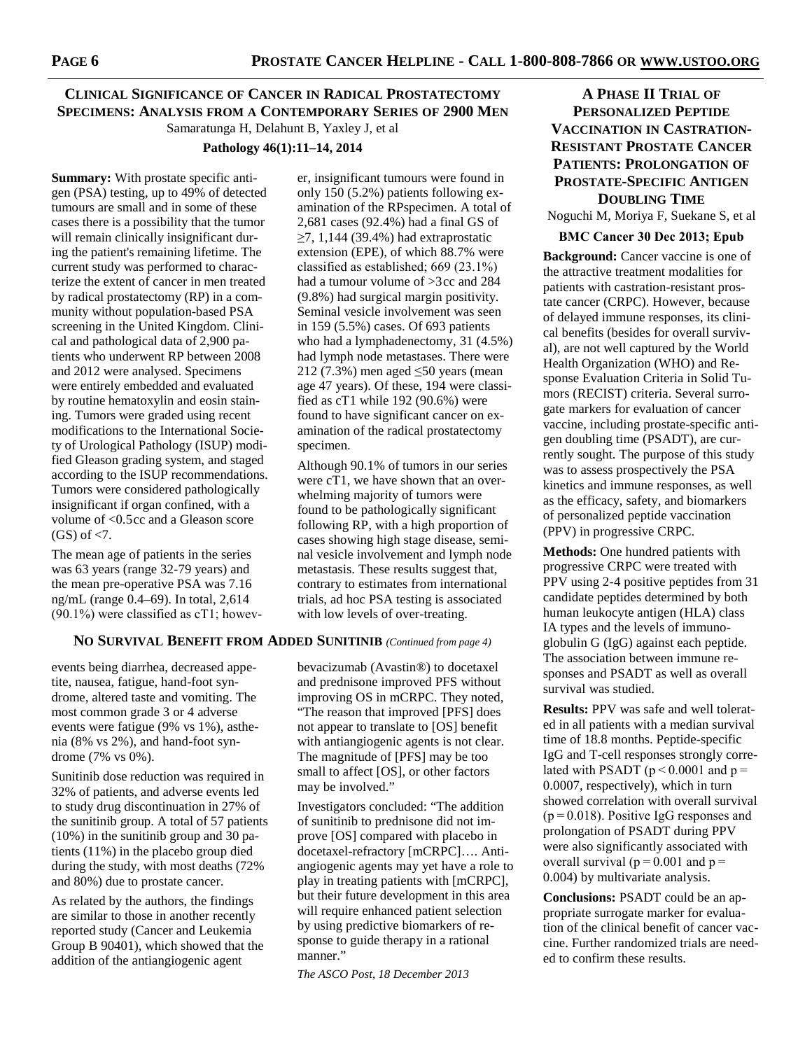## Clinical Significance of Cancer in Radical Prostatectomy Specimens: Analysis from a Contemporary Series of 2900 Men

Samaratunga H, Delahunt B, Yaxley J, et al

**Pathology 46(1):11–14, 2014**

**Summary:** With prostate specific antigen (PSA) testing, up to 49% of detected tumours are small and in some of these cases there is a possibility that the tumor will remain clinically insignificant during the patient's remaining lifetime. The current study was performed to characterize the extent of cancer in men treated by radical prostatectomy (RP) in a community without population-based PSA screening in the United Kingdom. Clinical and pathological data of 2,900 patients who underwent RP between 2008 and 2012 were analysed. Specimens were entirely embedded and evaluated by routine hematoxylin and eosin staining. Tumors were graded using recent modifications to the International Society of Urological Pathology (ISUP) modified Gleason grading system, and staged according to the ISUP recommendations. Tumors were considered pathologically insignificant if organ confined, with a volume of <0.5cc and a Gleason score (GS) of <7.

The mean age of patients in the series was 63 years (range 32-79 years) and the mean pre-operative PSA was 7.16 ng/mL (range 0.4–69). In total, 2,614 (90.1%) were classified as cT1; however, insignificant tumours were found in only 150 (5.2%) patients following examination of the RPspecimen. A total of 2,681 cases (92.4%) had a final GS of ≥7, 1,144 (39.4%) had extraprostatic extension (EPE), of which 88.7% were classified as established; 669 (23.1%) had a tumour volume of >3cc and 284 (9.8%) had surgical margin positivity. Seminal vesicle involvement was seen in 159 (5.5%) cases. Of 693 patients who had a lymphadenectomy, 31 (4.5%) had lymph node metastases. There were 212 (7.3%) men aged ≤50 years (mean age 47 years). Of these, 194 were classified as cT1 while 192 (90.6%) were found to have significant cancer on examination of the radical prostatectomy specimen.

Although 90.1% of tumors in our series were cT1, we have shown that an overwhelming majority of tumors were found to be pathologically significant following RP, with a high proportion of cases showing high stage disease, seminal vesicle involvement and lymph node metastasis. These results suggest that, contrary to estimates from international trials, ad hoc PSA testing is associated with low levels of over-treating.

## No Survival Benefit from Added Sunitinib *(Continued from page 4)*

events being diarrhea, decreased appetite, nausea, fatigue, hand-foot syndrome, altered taste and vomiting. The most common grade 3 or 4 adverse events were fatigue (9% vs 1%), asthenia (8% vs 2%), and hand-foot syndrome (7% vs 0%).

Sunitinib dose reduction was required in 32% of patients, and adverse events led to study drug discontinuation in 27% of the sunitinib group. A total of 57 patients (10%) in the sunitinib group and 30 patients (11%) in the placebo group died during the study, with most deaths (72% and 80%) due to prostate cancer.

As related by the authors, the findings are similar to those in another recently reported study (Cancer and Leukemia Group B 90401), which showed that the addition of the antiangiogenic agent bevacizumab (Avastin®) to docetaxel and prednisone improved PFS without improving OS in mCRPC. They noted, "The reason that improved [PFS] does not appear to translate to [OS] benefit with antiangiogenic agents is not clear. The magnitude of [PFS] may be too small to affect [OS], or other factors may be involved."

Investigators concluded: "The addition of sunitinib to prednisone did not improve [OS] compared with placebo in docetaxel-refractory [mCRPC]…. Antiangiogenic agents may yet have a role to play in treating patients with [mCRPC], but their future development in this area will require enhanced patient selection by using predictive biomarkers of response to guide therapy in a rational manner."

*The ASCO Post, 18 December 2013*

## A Phase II Trial of Personalized Peptide Vaccination in Castration-Resistant Prostate Cancer Patients: Prolongation of Prostate-Specific Antigen Doubling Time

Noguchi M, Moriya F, Suekane S, et al

**BMC Cancer 30 Dec 2013; Epub**

**Background:** Cancer vaccine is one of the attractive treatment modalities for patients with castration-resistant prostate cancer (CRPC). However, because of delayed immune responses, its clinical benefits (besides for overall survival), are not well captured by the World Health Organization (WHO) and Response Evaluation Criteria in Solid Tumors (RECIST) criteria. Several surrogate markers for evaluation of cancer vaccine, including prostate-specific antigen doubling time (PSADT), are currently sought. The purpose of this study was to assess prospectively the PSA kinetics and immune responses, as well as the efficacy, safety, and biomarkers of personalized peptide vaccination (PPV) in progressive CRPC.

**Methods:** One hundred patients with progressive CRPC were treated with PPV using 2-4 positive peptides from 31 candidate peptides determined by both human leukocyte antigen (HLA) class IA types and the levels of immunoglobulin G (IgG) against each peptide. The association between immune responses and PSADT as well as overall survival was studied.

**Results:** PPV was safe and well tolerated in all patients with a median survival time of 18.8 months. Peptide-specific IgG and T-cell responses strongly correlated with PSADT ($p < 0.0001$ and $p = 0.0007$, respectively), which in turn showed correlation with overall survival ($p = 0.018$). Positive IgG responses and prolongation of PSADT during PPV were also significantly associated with overall survival ($p = 0.001$ and $p = 0.004$) by multivariate analysis.

**Conclusions:** PSADT could be an appropriate surrogate marker for evaluation of the clinical benefit of cancer vaccine. Further randomized trials are needed to confirm these results.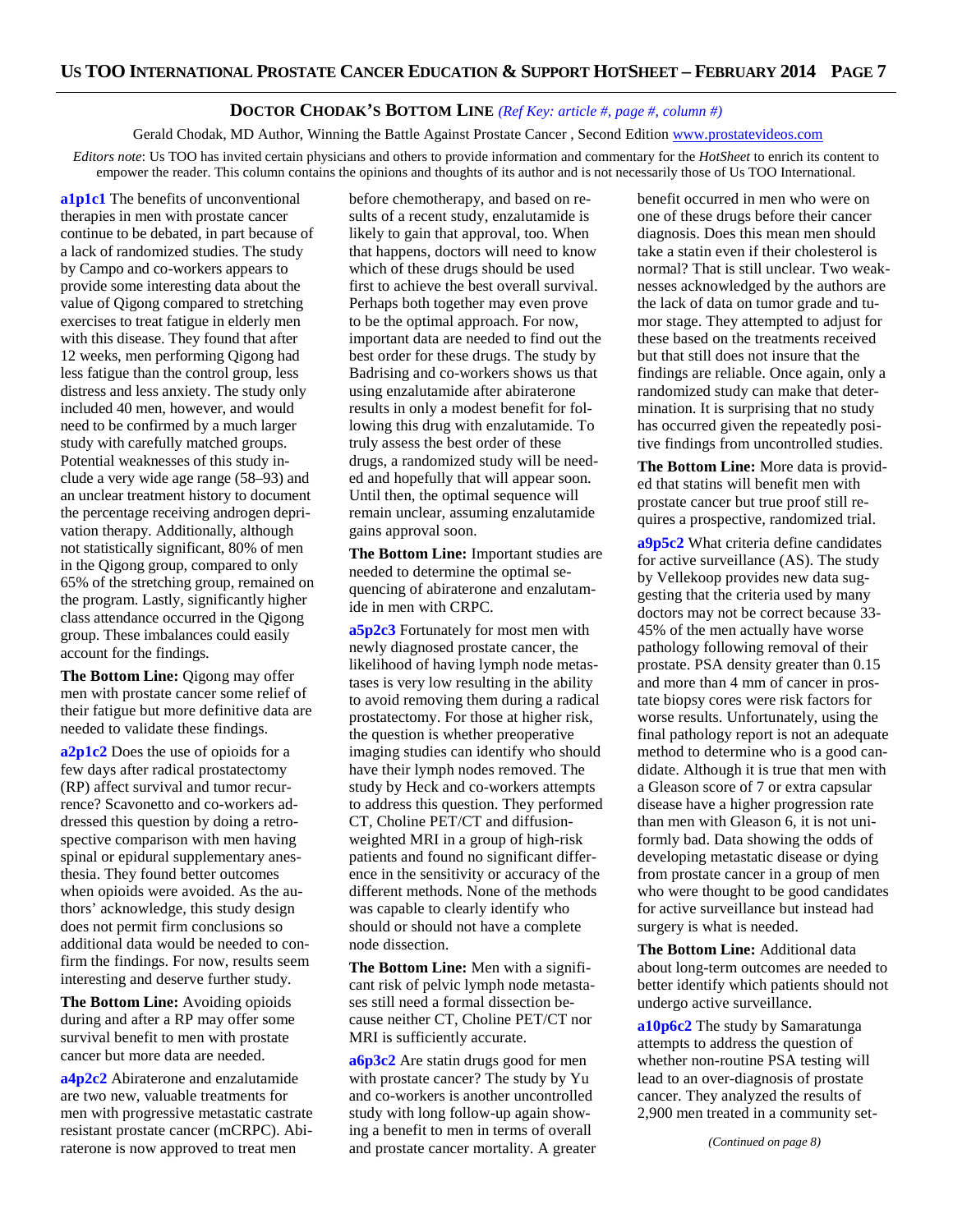## DOCTOR CHODAK'S BOTTOM LINE *(Ref Key: article #, page #, column #)*

Gerald Chodak, MD Author, Winning the Battle Against Prostate Cancer , Second Edition www.prostatevideos.com

*Editors note*: Us TOO has invited certain physicians and others to provide information and commentary for the *HotSheet* to enrich its content to empower the reader. This column contains the opinions and thoughts of its author and is not necessarily those of Us TOO International.

**a1p1c1** The benefits of unconventional therapies in men with prostate cancer continue to be debated, in part because of a lack of randomized studies. The study by Campo and co-workers appears to provide some interesting data about the value of Qigong compared to stretching exercises to treat fatigue in elderly men with this disease. They found that after 12 weeks, men performing Qigong had less fatigue than the control group, less distress and less anxiety. The study only included 40 men, however, and would need to be confirmed by a much larger study with carefully matched groups. Potential weaknesses of this study include a very wide age range (58–93) and an unclear treatment history to document the percentage receiving androgen deprivation therapy. Additionally, although not statistically significant, 80% of men in the Qigong group, compared to only 65% of the stretching group, remained on the program. Lastly, significantly higher class attendance occurred in the Qigong group. These imbalances could easily account for the findings.

**The Bottom Line:** Qigong may offer men with prostate cancer some relief of their fatigue but more definitive data are needed to validate these findings.

**a2p1c2** Does the use of opioids for a few days after radical prostatectomy (RP) affect survival and tumor recurrence? Scavonetto and co-workers addressed this question by doing a retrospective comparison with men having spinal or epidural supplementary anesthesia. They found better outcomes when opioids were avoided. As the authors' acknowledge, this study design does not permit firm conclusions so additional data would be needed to confirm the findings. For now, results seem interesting and deserve further study.

**The Bottom Line:** Avoiding opioids during and after a RP may offer some survival benefit to men with prostate cancer but more data are needed.

**a4p2c2** Abiraterone and enzalutamide are two new, valuable treatments for men with progressive metastatic castrate resistant prostate cancer (mCRPC). Abiraterone is now approved to treat men before chemotherapy, and based on results of a recent study, enzalutamide is likely to gain that approval, too. When that happens, doctors will need to know which of these drugs should be used first to achieve the best overall survival. Perhaps both together may even prove to be the optimal approach. For now, important data are needed to find out the best order for these drugs. The study by Badrising and co-workers shows us that using enzalutamide after abiraterone results in only a modest benefit for following this drug with enzalutamide. To truly assess the best order of these drugs, a randomized study will be needed and hopefully that will appear soon. Until then, the optimal sequence will remain unclear, assuming enzalutamide gains approval soon.

**The Bottom Line:** Important studies are needed to determine the optimal sequencing of abiraterone and enzalutamide in men with CRPC.

**a5p2c3** Fortunately for most men with newly diagnosed prostate cancer, the likelihood of having lymph node metastases is very low resulting in the ability to avoid removing them during a radical prostatectomy. For those at higher risk, the question is whether preoperative imaging studies can identify who should have their lymph nodes removed. The study by Heck and co-workers attempts to address this question. They performed CT, Choline PET/CT and diffusion-weighted MRI in a group of high-risk patients and found no significant difference in the sensitivity or accuracy of the different methods. None of the methods was capable to clearly identify who should or should not have a complete node dissection.

**The Bottom Line:** Men with a significant risk of pelvic lymph node metastases still need a formal dissection because neither CT, Choline PET/CT nor MRI is sufficiently accurate.

**a6p3c2** Are statin drugs good for men with prostate cancer? The study by Yu and co-workers is another uncontrolled study with long follow-up again showing a benefit to men in terms of overall and prostate cancer mortality. A greater benefit occurred in men who were on one of these drugs before their cancer diagnosis. Does this mean men should take a statin even if their cholesterol is normal? That is still unclear. Two weaknesses acknowledged by the authors are the lack of data on tumor grade and tumor stage. They attempted to adjust for these based on the treatments received but that still does not insure that the findings are reliable. Once again, only a randomized study can make that determination. It is surprising that no study has occurred given the repeatedly positive findings from uncontrolled studies.

**The Bottom Line:** More data is provided that statins will benefit men with prostate cancer but true proof still requires a prospective, randomized trial.

**a9p5c2** What criteria define candidates for active surveillance (AS). The study by Vellekoop provides new data suggesting that the criteria used by many doctors may not be correct because 33-45% of the men actually have worse pathology following removal of their prostate. PSA density greater than 0.15 and more than 4 mm of cancer in prostate biopsy cores were risk factors for worse results. Unfortunately, using the final pathology report is not an adequate method to determine who is a good candidate. Although it is true that men with a Gleason score of 7 or extra capsular disease have a higher progression rate than men with Gleason 6, it is not uniformly bad. Data showing the odds of developing metastatic disease or dying from prostate cancer in a group of men who were thought to be good candidates for active surveillance but instead had surgery is what is needed.

**The Bottom Line:** Additional data about long-term outcomes are needed to better identify which patients should not undergo active surveillance.

**a10p6c2** The study by Samaratunga attempts to address the question of whether non-routine PSA testing will lead to an over-diagnosis of prostate cancer. They analyzed the results of 2,900 men treated in a community set-

*(Continued on page 8)*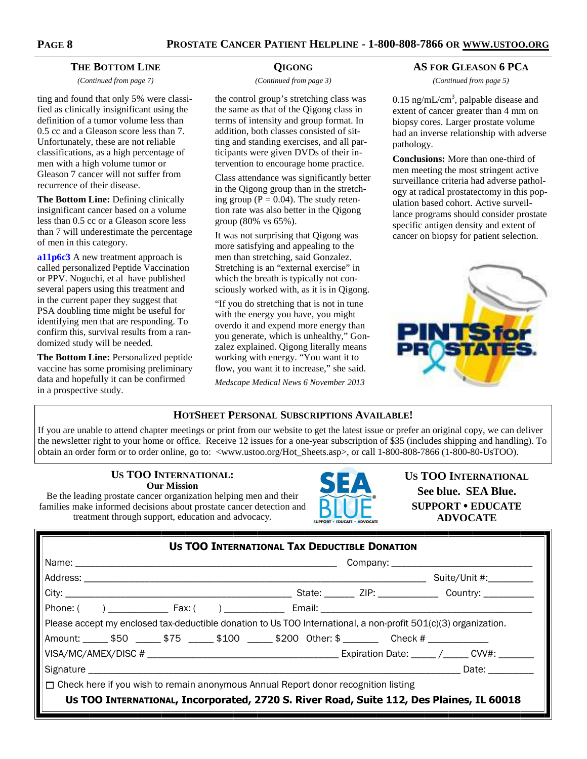### THE BOTTOM LINE

*(Continued from page 7)*

ting and found that only 5% were classified as clinically insignificant using the definition of a tumor volume less than 0.5 cc and a Gleason score less than 7. Unfortunately, these are not reliable classifications, as a high percentage of men with a high volume tumor or Gleason 7 cancer will not suffer from recurrence of their disease.

**The Bottom Line:** Defining clinically insignificant cancer based on a volume less than 0.5 cc or a Gleason score less than 7 will underestimate the percentage of men in this category.

**a11p6c3** A new treatment approach is called personalized Peptide Vaccination or PPV. Noguchi, et al have published several papers using this treatment and in the current paper they suggest that PSA doubling time might be useful for identifying men that are responding. To confirm this, survival results from a randomized study will be needed.

**The Bottom Line:** Personalized peptide vaccine has some promising preliminary data and hopefully it can be confirmed in a prospective study.

### QIGONG

*(Continued from page 3)*

the control group's stretching class was the same as that of the Qigong class in terms of intensity and group format. In addition, both classes consisted of sitting and standing exercises, and all participants were given DVDs of their intervention to encourage home practice.

Class attendance was significantly better in the Qigong group than in the stretching group (P = 0.04). The study retention rate was also better in the Qigong group (80% vs 65%).

It was not surprising that Qigong was more satisfying and appealing to the men than stretching, said Gonzalez. Stretching is an "external exercise" in which the breath is typically not consciously worked with, as it is in Qigong.

"If you do stretching that is not in tune with the energy you have, you might overdo it and expend more energy than you generate, which is unhealthy," Gonzalez explained. Qigong literally means working with energy. "You want it to flow, you want it to increase," she said.

*Medscape Medical News 6 November 2013*

### AS FOR GLEASON 6 PCA

*(Continued from page 5)*

0.15 ng/mL/cm$^3$, palpable disease and extent of cancer greater than 4 mm on biopsy cores. Larger prostate volume had an inverse relationship with adverse pathology.

**Conclusions:** More than one-third of men meeting the most stringent active surveillance criteria had adverse pathology at radical prostatectomy in this population based cohort. Active surveillance programs should consider prostate specific antigen density and extent of cancer on biopsy for patient selection.

PINTS for PROSTATES.

### HOTSHEET PERSONAL SUBSCRIPTIONS AVAILABLE!

If you are unable to attend chapter meetings or print from our website to get the latest issue or prefer an original copy, we can deliver the newsletter right to your home or office. Receive 12 issues for a one-year subscription of $35 (includes shipping and handling). To obtain an order form or to order online, go to: <www.ustoo.org/Hot_Sheets.asp>, or call 1-800-808-7866 (1-800-80-UsTOO).

**US TOO INTERNATIONAL:**
**Our Mission**

Be the leading prostate cancer organization helping men and their families make informed decisions about prostate cancer detection and treatment through support, education and advocacy.

SEA BLUE® SUPPORT • EDUCATE • ADVOCATE

**US TOO INTERNATIONAL**
**See blue. SEA Blue.**
**SUPPORT • EDUCATE**
**ADVOCATE**

### US TOO INTERNATIONAL TAX DEDUCTIBLE DONATION

Name: ______________________________ Company: ______________________

Address: ______________________________________ Suite/Unit #:________

City: ___________________________ State: ______ ZIP: ___________ Country: _________

Phone: ( ) ___________ Fax: ( ) ___________ Email: ______________________________

Please accept my enclosed tax-deductible donation to Us TOO International, a non-profit 501(c)(3) organization.

Amount: _____ $50 _____ $75 _____ $100 _____ $200 Other: $ _______ Check # ___________

VISA/MC/AMEX/DISC # ______________________ Expiration Date: _____ /_____ CVV#: _______

Signature ____________________________________________________________ Date: _________

☐ Check here if you wish to remain anonymous Annual Report donor recognition listing

**US TOO INTERNATIONAL, Incorporated, 2720 S. River Road, Suite 112, Des Plaines, IL 60018**